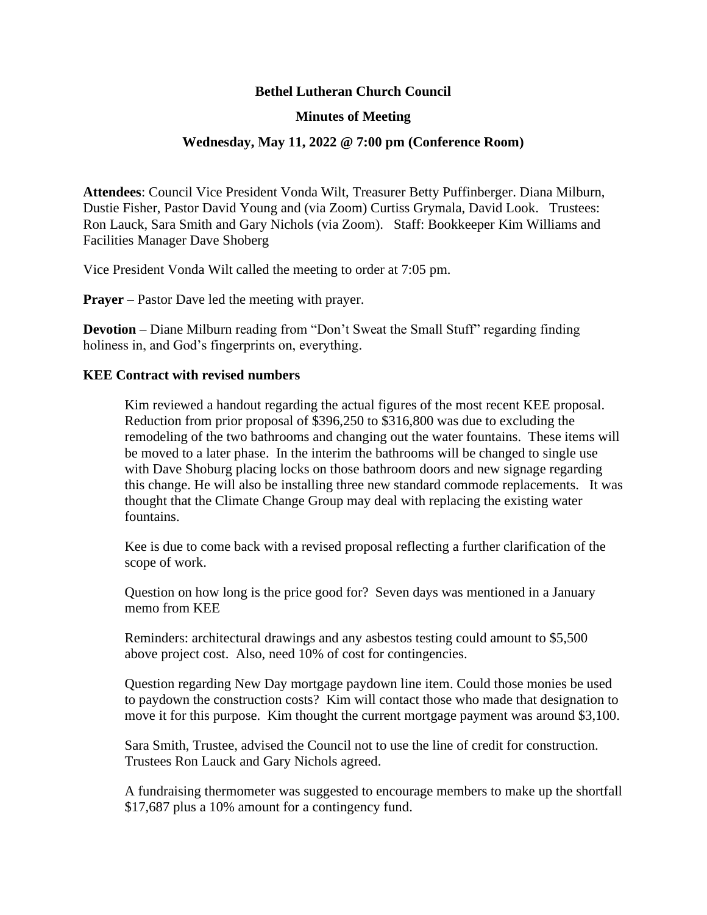**Bethel Lutheran Church Council**

**Minutes of Meeting**

**Wednesday, May 11, 2022 @ 7:00 pm (Conference Room)**

**Attendees**: Council Vice President Vonda Wilt, Treasurer Betty Puffinberger. Diana Milburn, Dustie Fisher, Pastor David Young and (via Zoom) Curtiss Grymala, David Look. Trustees: Ron Lauck, Sara Smith and Gary Nichols (via Zoom). Staff: Bookkeeper Kim Williams and Facilities Manager Dave Shoberg

Vice President Vonda Wilt called the meeting to order at 7:05 pm.

**Prayer** – Pastor Dave led the meeting with prayer.

**Devotion** – Diane Milburn reading from "Don't Sweat the Small Stuff" regarding finding holiness in, and God's fingerprints on, everything.

**KEE Contract with revised numbers**

Kim reviewed a handout regarding the actual figures of the most recent KEE proposal. Reduction from prior proposal of $396,250 to $316,800 was due to excluding the remodeling of the two bathrooms and changing out the water fountains. These items will be moved to a later phase. In the interim the bathrooms will be changed to single use with Dave Shoburg placing locks on those bathroom doors and new signage regarding this change. He will also be installing three new standard commode replacements. It was thought that the Climate Change Group may deal with replacing the existing water fountains.

Kee is due to come back with a revised proposal reflecting a further clarification of the scope of work.

Question on how long is the price good for? Seven days was mentioned in a January memo from KEE

Reminders: architectural drawings and any asbestos testing could amount to $5,500 above project cost. Also, need 10% of cost for contingencies.

Question regarding New Day mortgage paydown line item. Could those monies be used to paydown the construction costs? Kim will contact those who made that designation to move it for this purpose. Kim thought the current mortgage payment was around $3,100.

Sara Smith, Trustee, advised the Council not to use the line of credit for construction. Trustees Ron Lauck and Gary Nichols agreed.

A fundraising thermometer was suggested to encourage members to make up the shortfall $17,687 plus a 10% amount for a contingency fund.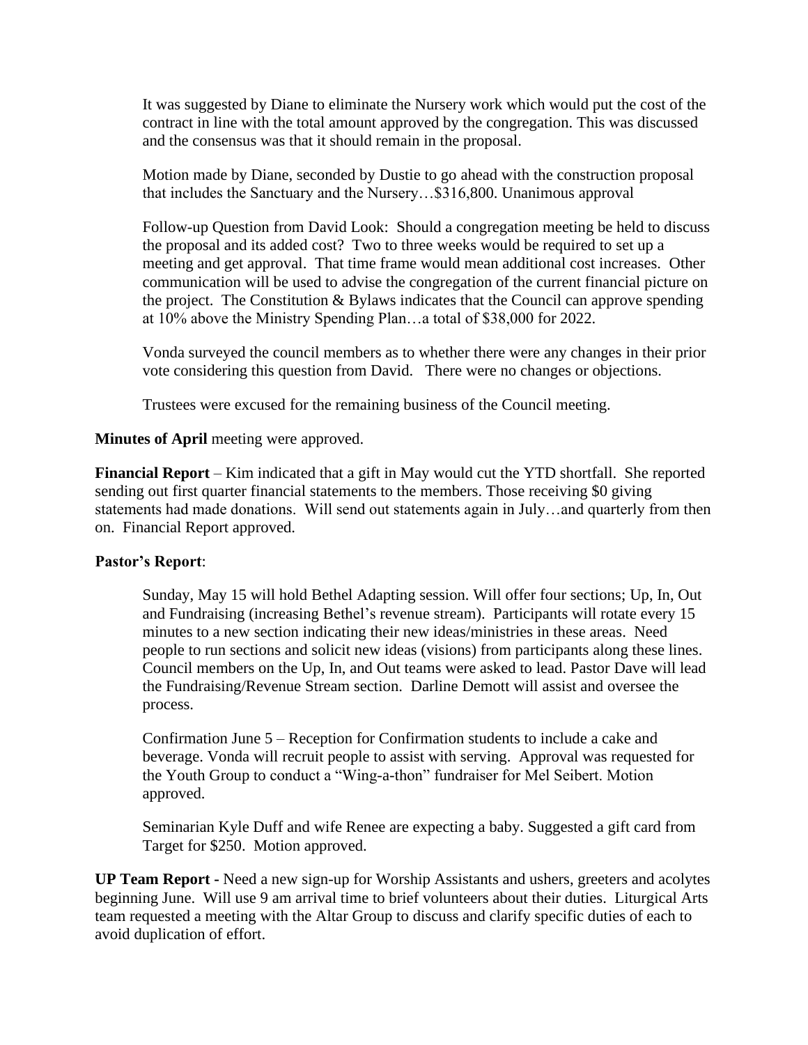It was suggested by Diane to eliminate the Nursery work which would put the cost of the contract in line with the total amount approved by the congregation. This was discussed and the consensus was that it should remain in the proposal.

Motion made by Diane, seconded by Dustie to go ahead with the construction proposal that includes the Sanctuary and the Nursery…$316,800. Unanimous approval

Follow-up Question from David Look: Should a congregation meeting be held to discuss the proposal and its added cost? Two to three weeks would be required to set up a meeting and get approval. That time frame would mean additional cost increases. Other communication will be used to advise the congregation of the current financial picture on the project. The Constitution & Bylaws indicates that the Council can approve spending at 10% above the Ministry Spending Plan…a total of $38,000 for 2022.

Vonda surveyed the council members as to whether there were any changes in their prior vote considering this question from David. There were no changes or objections.

Trustees were excused for the remaining business of the Council meeting.

**Minutes of April** meeting were approved.

**Financial Report** – Kim indicated that a gift in May would cut the YTD shortfall. She reported sending out first quarter financial statements to the members. Those receiving $0 giving statements had made donations. Will send out statements again in July…and quarterly from then on. Financial Report approved.

**Pastor's Report**:

Sunday, May 15 will hold Bethel Adapting session. Will offer four sections; Up, In, Out and Fundraising (increasing Bethel's revenue stream). Participants will rotate every 15 minutes to a new section indicating their new ideas/ministries in these areas. Need people to run sections and solicit new ideas (visions) from participants along these lines. Council members on the Up, In, and Out teams were asked to lead. Pastor Dave will lead the Fundraising/Revenue Stream section. Darline Demott will assist and oversee the process.

Confirmation June 5 – Reception for Confirmation students to include a cake and beverage. Vonda will recruit people to assist with serving. Approval was requested for the Youth Group to conduct a "Wing-a-thon" fundraiser for Mel Seibert. Motion approved.

Seminarian Kyle Duff and wife Renee are expecting a baby. Suggested a gift card from Target for $250. Motion approved.

**UP Team Report -** Need a new sign-up for Worship Assistants and ushers, greeters and acolytes beginning June. Will use 9 am arrival time to brief volunteers about their duties. Liturgical Arts team requested a meeting with the Altar Group to discuss and clarify specific duties of each to avoid duplication of effort.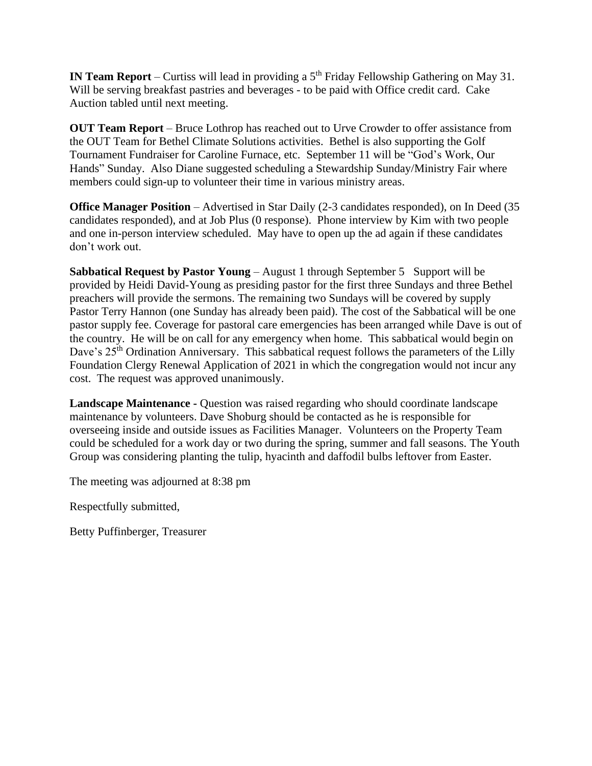**IN Team Report** – Curtiss will lead in providing a 5th Friday Fellowship Gathering on May 31. Will be serving breakfast pastries and beverages - to be paid with Office credit card. Cake Auction tabled until next meeting.

**OUT Team Report** – Bruce Lothrop has reached out to Urve Crowder to offer assistance from the OUT Team for Bethel Climate Solutions activities. Bethel is also supporting the Golf Tournament Fundraiser for Caroline Furnace, etc. September 11 will be "God's Work, Our Hands" Sunday. Also Diane suggested scheduling a Stewardship Sunday/Ministry Fair where members could sign-up to volunteer their time in various ministry areas.

**Office Manager Position** – Advertised in Star Daily (2-3 candidates responded), on In Deed (35 candidates responded), and at Job Plus (0 response). Phone interview by Kim with two people and one in-person interview scheduled. May have to open up the ad again if these candidates don't work out.

**Sabbatical Request by Pastor Young** – August 1 through September 5 Support will be provided by Heidi David-Young as presiding pastor for the first three Sundays and three Bethel preachers will provide the sermons. The remaining two Sundays will be covered by supply Pastor Terry Hannon (one Sunday has already been paid). The cost of the Sabbatical will be one pastor supply fee. Coverage for pastoral care emergencies has been arranged while Dave is out of the country. He will be on call for any emergency when home. This sabbatical would begin on Dave's 25th Ordination Anniversary. This sabbatical request follows the parameters of the Lilly Foundation Clergy Renewal Application of 2021 in which the congregation would not incur any cost. The request was approved unanimously.

**Landscape Maintenance -** Question was raised regarding who should coordinate landscape maintenance by volunteers. Dave Shoburg should be contacted as he is responsible for overseeing inside and outside issues as Facilities Manager. Volunteers on the Property Team could be scheduled for a work day or two during the spring, summer and fall seasons. The Youth Group was considering planting the tulip, hyacinth and daffodil bulbs leftover from Easter.

The meeting was adjourned at 8:38 pm

Respectfully submitted,

Betty Puffinberger, Treasurer